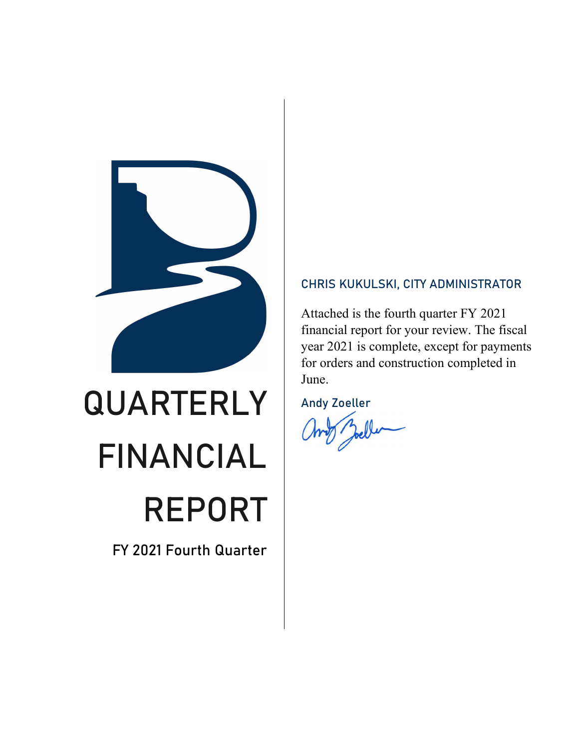# QUARTERLY FINANCIAL REPORT

FY 2021 Fourth Quarter

### CHRIS KUKULSKI, CITY ADMINISTRATOR

Attached is the fourth quarter FY 2021 financial report for your review. The fiscal year 2021 is complete, except for payments for orders and construction completed in June.

Andy Zoeller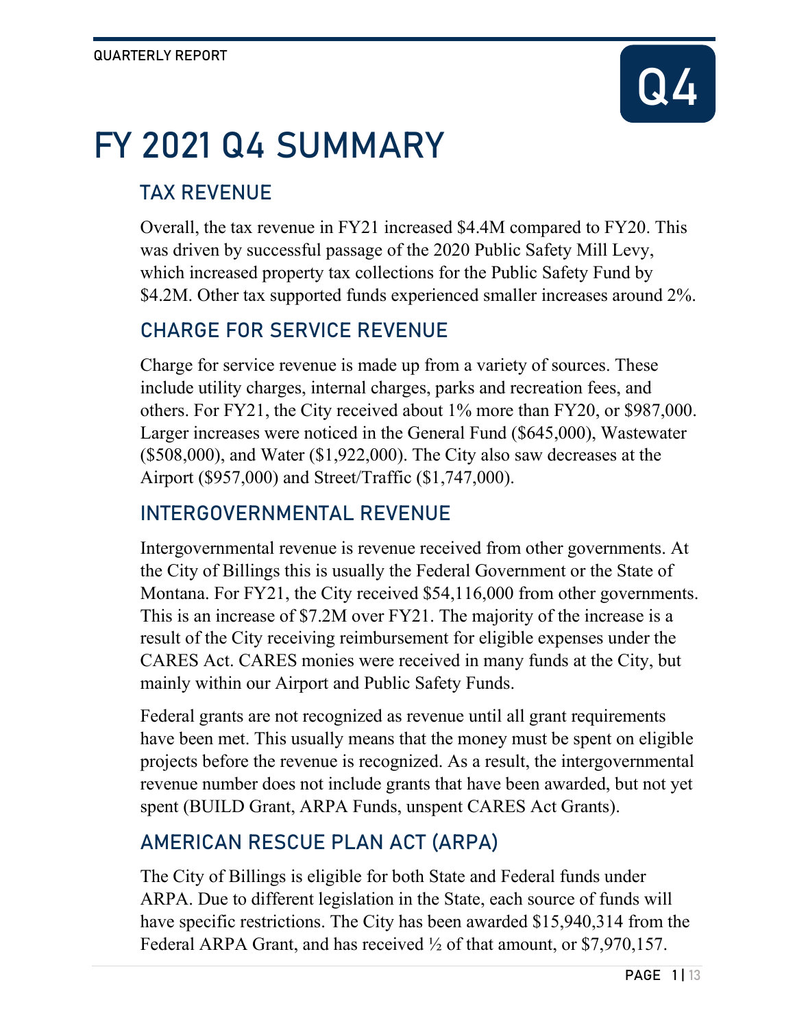QUARTERLY REPORT

Q4

# FY 2021 Q4 SUMMARY

## TAX REVENUE

Overall, the tax revenue in FY21 increased $4.4M compared to FY20. This was driven by successful passage of the 2020 Public Safety Mill Levy, which increased property tax collections for the Public Safety Fund by $4.2M. Other tax supported funds experienced smaller increases around 2%.

## CHARGE FOR SERVICE REVENUE

Charge for service revenue is made up from a variety of sources. These include utility charges, internal charges, parks and recreation fees, and others. For FY21, the City received about 1% more than FY20, or $987,000. Larger increases were noticed in the General Fund ($645,000), Wastewater ($508,000), and Water ($1,922,000). The City also saw decreases at the Airport ($957,000) and Street/Traffic ($1,747,000).

## INTERGOVERNMENTAL REVENUE

Intergovernmental revenue is revenue received from other governments. At the City of Billings this is usually the Federal Government or the State of Montana. For FY21, the City received $54,116,000 from other governments. This is an increase of $7.2M over FY21. The majority of the increase is a result of the City receiving reimbursement for eligible expenses under the CARES Act. CARES monies were received in many funds at the City, but mainly within our Airport and Public Safety Funds.

Federal grants are not recognized as revenue until all grant requirements have been met. This usually means that the money must be spent on eligible projects before the revenue is recognized. As a result, the intergovernmental revenue number does not include grants that have been awarded, but not yet spent (BUILD Grant, ARPA Funds, unspent CARES Act Grants).

## AMERICAN RESCUE PLAN ACT (ARPA)

The City of Billings is eligible for both State and Federal funds under ARPA. Due to different legislation in the State, each source of funds will have specific restrictions. The City has been awarded $15,940,314 from the Federal ARPA Grant, and has received ½ of that amount, or $7,970,157.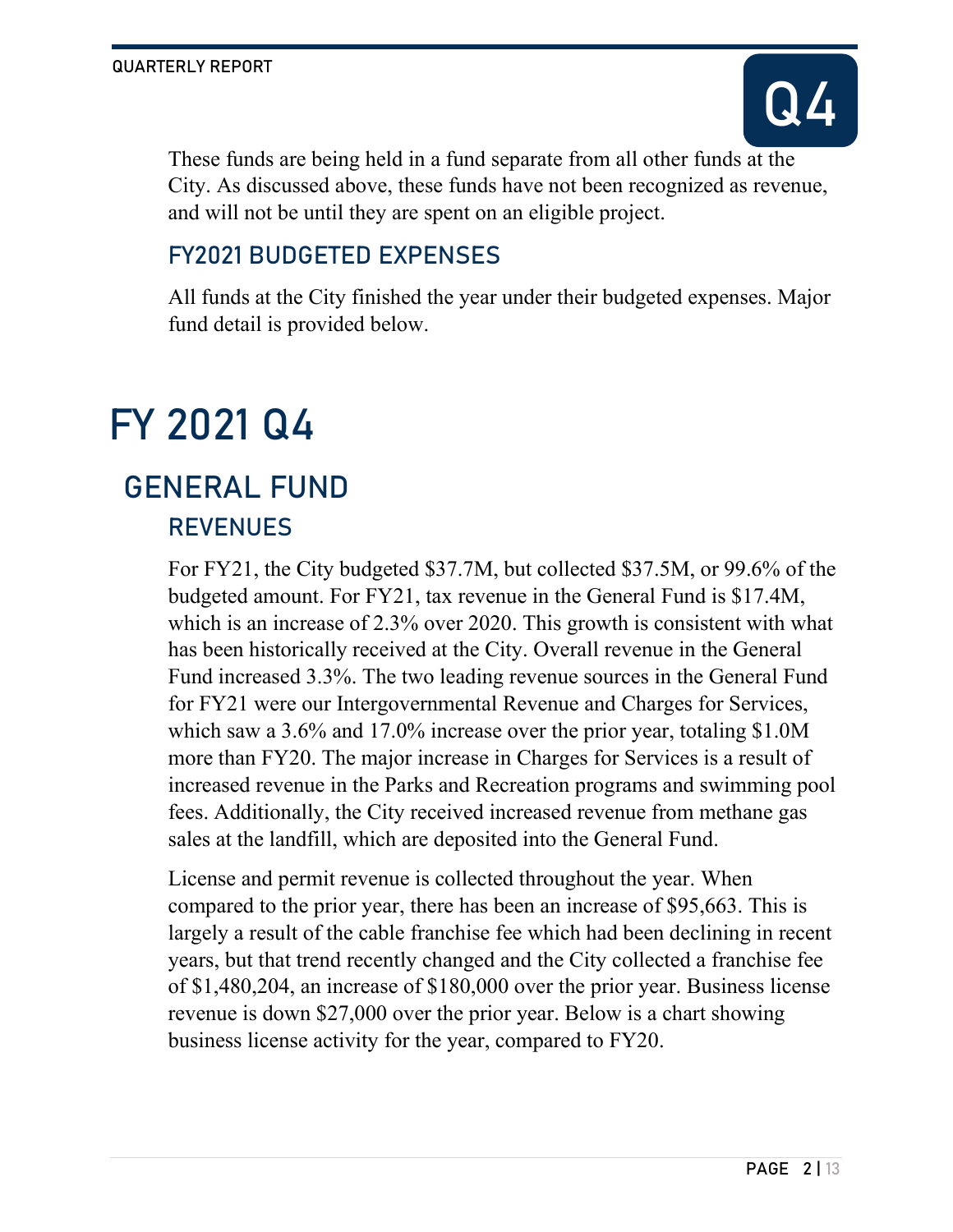These funds are being held in a fund separate from all other funds at the City. As discussed above, these funds have not been recognized as revenue, and will not be until they are spent on an eligible project.

### FY2021 BUDGETED EXPENSES

All funds at the City finished the year under their budgeted expenses. Major fund detail is provided below.

# FY 2021 Q4

## GENERAL FUND

### REVENUES

For FY21, the City budgeted $37.7M, but collected $37.5M, or 99.6% of the budgeted amount. For FY21, tax revenue in the General Fund is $17.4M, which is an increase of 2.3% over 2020. This growth is consistent with what has been historically received at the City. Overall revenue in the General Fund increased 3.3%. The two leading revenue sources in the General Fund for FY21 were our Intergovernmental Revenue and Charges for Services, which saw a 3.6% and 17.0% increase over the prior year, totaling $1.0M more than FY20. The major increase in Charges for Services is a result of increased revenue in the Parks and Recreation programs and swimming pool fees. Additionally, the City received increased revenue from methane gas sales at the landfill, which are deposited into the General Fund.

License and permit revenue is collected throughout the year. When compared to the prior year, there has been an increase of $95,663. This is largely a result of the cable franchise fee which had been declining in recent years, but that trend recently changed and the City collected a franchise fee of $1,480,204, an increase of $180,000 over the prior year. Business license revenue is down $27,000 over the prior year. Below is a chart showing business license activity for the year, compared to FY20.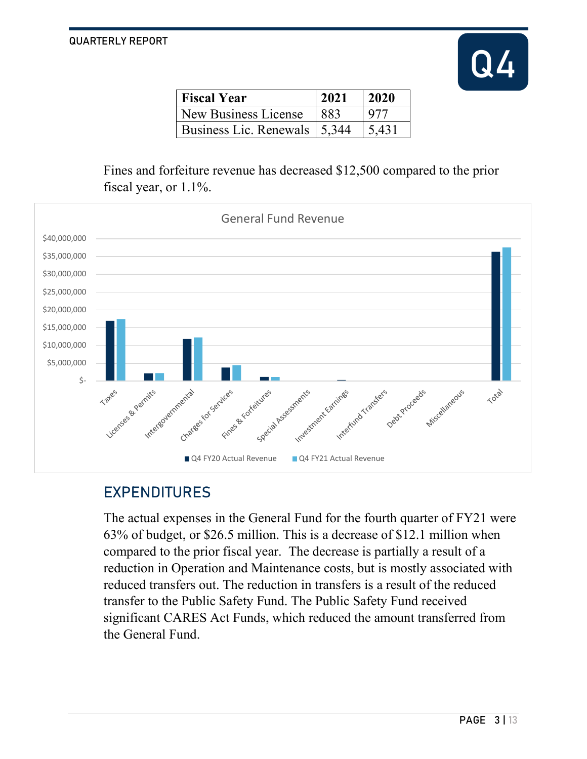| Fiscal Year | 2021 | 2020 |
|---|---|---|
| New Business License | 883 | 977 |
| Business Lic. Renewals | 5,344 | 5,431 |

Fines and forfeiture revenue has decreased $12,500 compared to the prior fiscal year, or 1.1%.

## EXPENDITURES

The actual expenses in the General Fund for the fourth quarter of FY21 were 63% of budget, or $26.5 million. This is a decrease of $12.1 million when compared to the prior fiscal year. The decrease is partially a result of a reduction in Operation and Maintenance costs, but is mostly associated with reduced transfers out. The reduction in transfers is a result of the reduced transfer to the Public Safety Fund. The Public Safety Fund received significant CARES Act Funds, which reduced the amount transferred from the General Fund.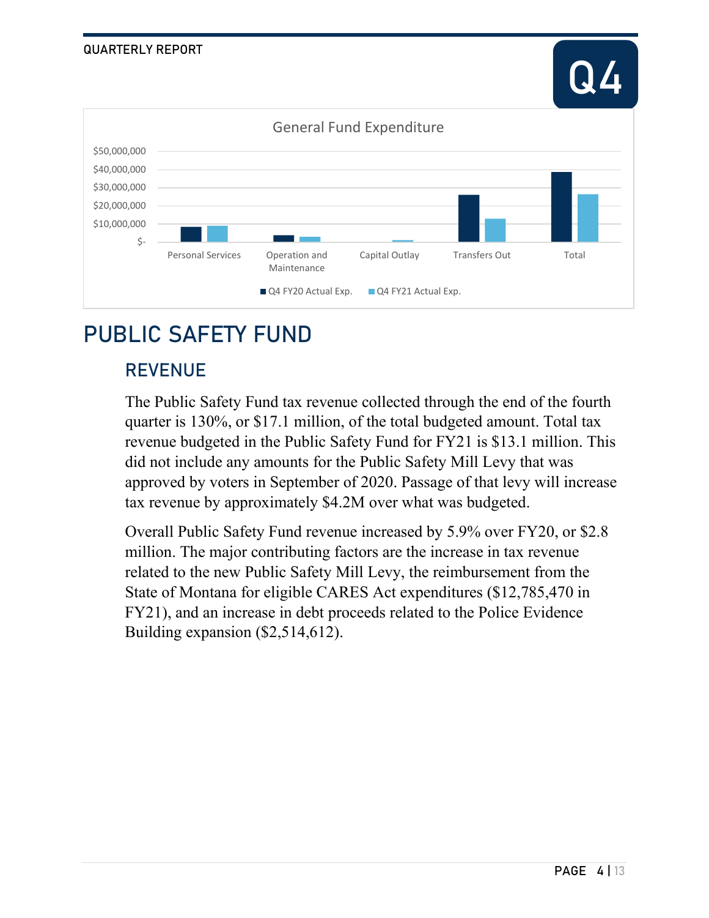General Fund Expenditure

# PUBLIC SAFETY FUND

## REVENUE

The Public Safety Fund tax revenue collected through the end of the fourth quarter is 130%, or $17.1 million, of the total budgeted amount. Total tax revenue budgeted in the Public Safety Fund for FY21 is $13.1 million. This did not include any amounts for the Public Safety Mill Levy that was approved by voters in September of 2020. Passage of that levy will increase tax revenue by approximately $4.2M over what was budgeted.

Overall Public Safety Fund revenue increased by 5.9% over FY20, or $2.8 million. The major contributing factors are the increase in tax revenue related to the new Public Safety Mill Levy, the reimbursement from the State of Montana for eligible CARES Act expenditures ($12,785,470 in FY21), and an increase in debt proceeds related to the Police Evidence Building expansion ($2,514,612).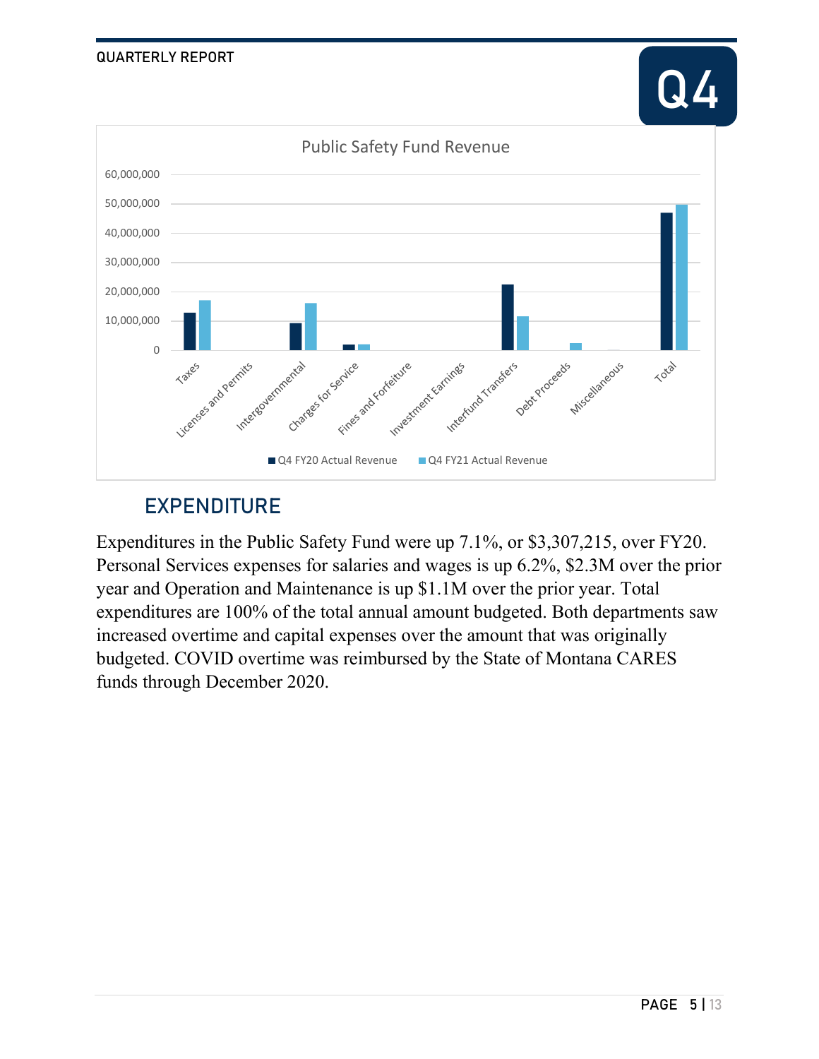## EXPENDITURE

Expenditures in the Public Safety Fund were up 7.1%, or $3,307,215, over FY20. Personal Services expenses for salaries and wages is up 6.2%, $2.3M over the prior year and Operation and Maintenance is up $1.1M over the prior year. Total expenditures are 100% of the total annual amount budgeted. Both departments saw increased overtime and capital expenses over the amount that was originally budgeted. COVID overtime was reimbursed by the State of Montana CARES funds through December 2020.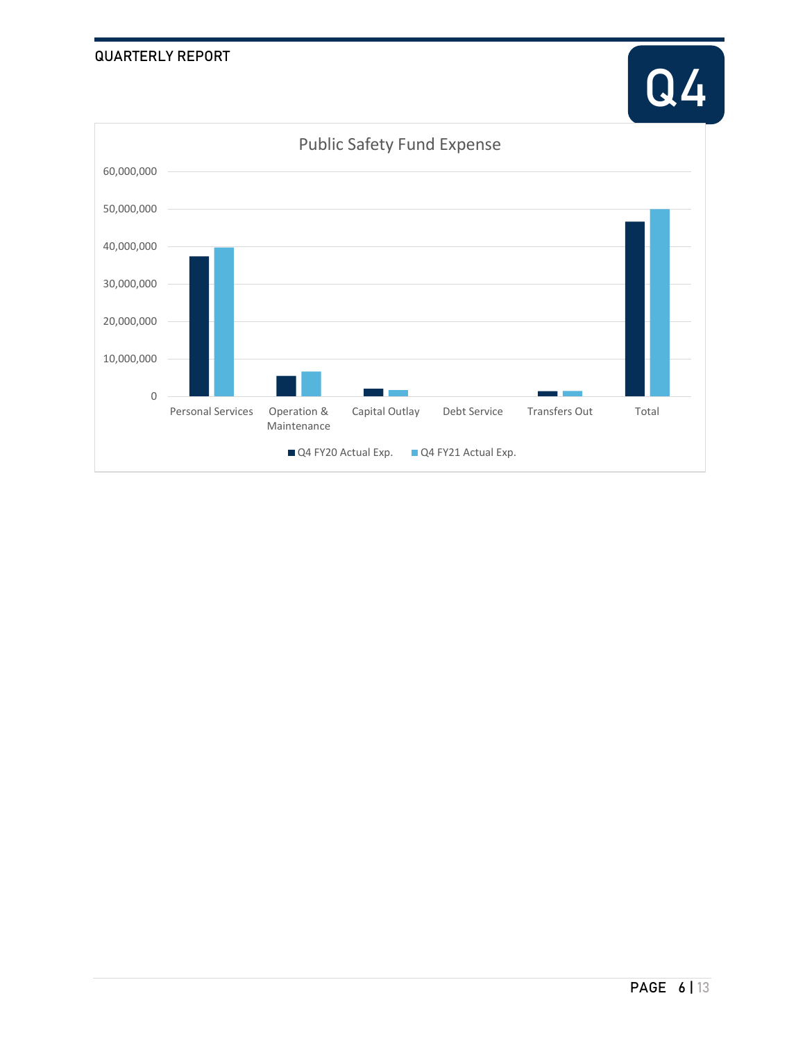Public Safety Fund Expense

| | Personal Services | Operation & Maintenance | Capital Outlay | Debt Service | Transfers Out | Total |
|---|---|---|---|---|---|---|
| Q4 FY20 Actual Exp. | | | | | | |
| Q4 FY21 Actual Exp. | | | | | | |

60,000,000
50,000,000
40,000,000
30,000,000
20,000,000
10,000,000
0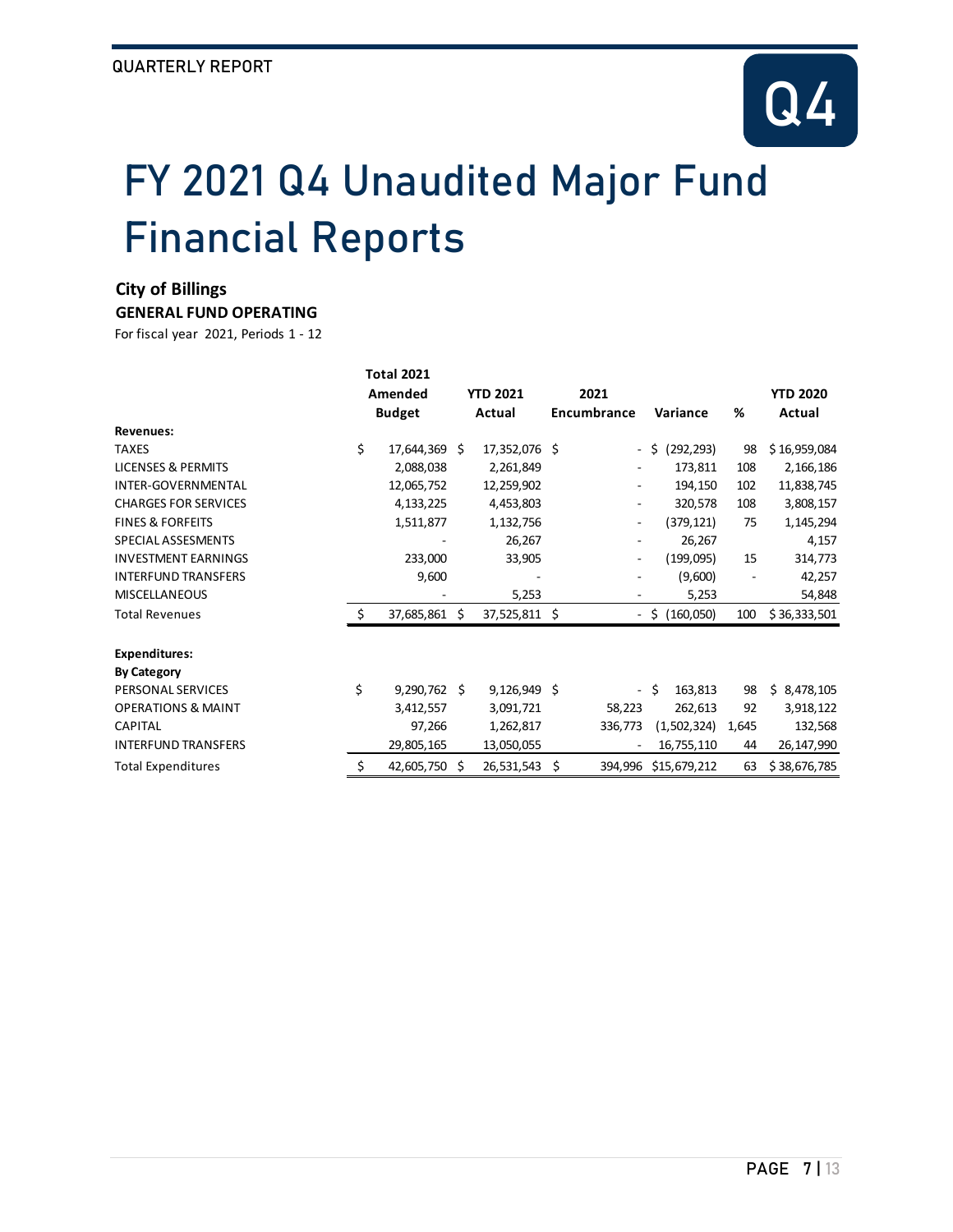# FY 2021 Q4 Unaudited Major Fund Financial Reports

**City of Billings**

**GENERAL FUND OPERATING**

For fiscal year 2021, Periods 1 - 12

| | Total 2021 Amended Budget | YTD 2021 Actual | 2021 Encumbrance | Variance | % | YTD 2020 Actual |
|---|---|---|---|---|---|---|
| **Revenues:** | | | | | | |
| TAXES | $ 17,644,369 | $ 17,352,076 | $ - | $ (292,293) | 98 | $ 16,959,084 |
| LICENSES & PERMITS | 2,088,038 | 2,261,849 | - | 173,811 | 108 | 2,166,186 |
| INTER-GOVERNMENTAL | 12,065,752 | 12,259,902 | - | 194,150 | 102 | 11,838,745 |
| CHARGES FOR SERVICES | 4,133,225 | 4,453,803 | - | 320,578 | 108 | 3,808,157 |
| FINES & FORFEITS | 1,511,877 | 1,132,756 | - | (379,121) | 75 | 1,145,294 |
| SPECIAL ASSESMENTS | - | 26,267 | - | 26,267 | | 4,157 |
| INVESTMENT EARNINGS | 233,000 | 33,905 | - | (199,095) | 15 | 314,773 |
| INTERFUND TRANSFERS | 9,600 | - | - | (9,600) | - | 42,257 |
| MISCELLANEOUS | - | 5,253 | - | 5,253 | | 54,848 |
| Total Revenues | $ 37,685,861 | $ 37,525,811 | $ - | $ (160,050) | 100 | $ 36,333,501 |
| | | | | | | |
| **Expenditures:** | | | | | | |
| **By Category** | | | | | | |
| PERSONAL SERVICES | $ 9,290,762 | $ 9,126,949 | $ - | $ 163,813 | 98 | $ 8,478,105 |
| OPERATIONS & MAINT | 3,412,557 | 3,091,721 | 58,223 | 262,613 | 92 | 3,918,122 |
| CAPITAL | 97,266 | 1,262,817 | 336,773 | (1,502,324) | 1,645 | 132,568 |
| INTERFUND TRANSFERS | 29,805,165 | 13,050,055 | - | 16,755,110 | 44 | 26,147,990 |
| Total Expenditures | $ 42,605,750 | $ 26,531,543 | $ 394,996 | $15,679,212 | 63 | $ 38,676,785 |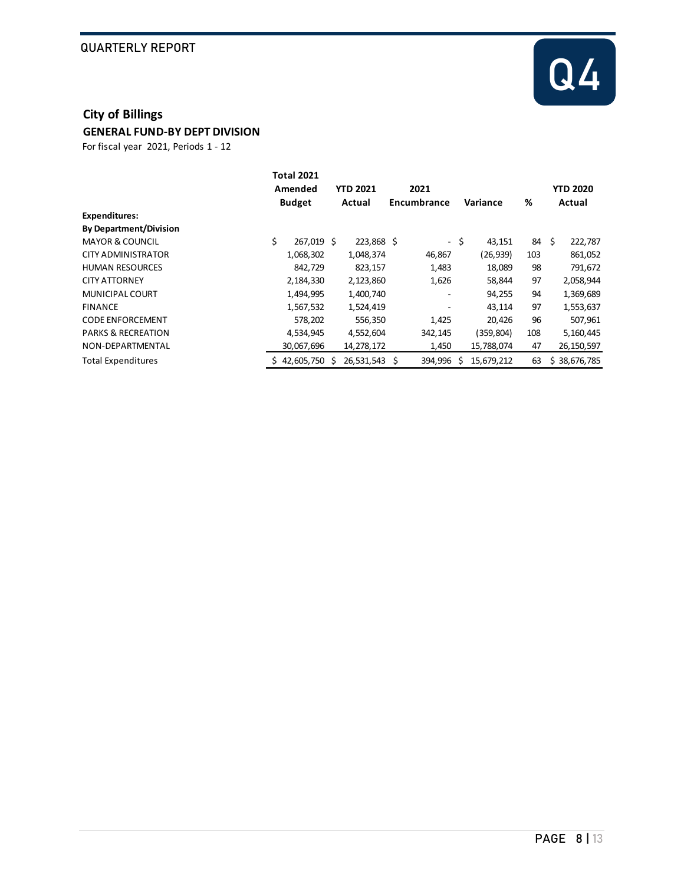## City of Billings

### GENERAL FUND-BY DEPT DIVISION

For fiscal year 2021, Periods 1 - 12

| | Total 2021 Amended Budget | YTD 2021 Actual | 2021 Encumbrance | Variance | % | YTD 2020 Actual |
|---|---|---|---|---|---|---|
| **Expenditures:** | | | | | | |
| **By Department/Division** | | | | | | |
| MAYOR & COUNCIL | $ 267,019 | $ 223,868 | $ - | $ 43,151 | 84 | $ 222,787 |
| CITY ADMINISTRATOR | 1,068,302 | 1,048,374 | 46,867 | (26,939) | 103 | 861,052 |
| HUMAN RESOURCES | 842,729 | 823,157 | 1,483 | 18,089 | 98 | 791,672 |
| CITY ATTORNEY | 2,184,330 | 2,123,860 | 1,626 | 58,844 | 97 | 2,058,944 |
| MUNICIPAL COURT | 1,494,995 | 1,400,740 | - | 94,255 | 94 | 1,369,689 |
| FINANCE | 1,567,532 | 1,524,419 | - | 43,114 | 97 | 1,553,637 |
| CODE ENFORCEMENT | 578,202 | 556,350 | 1,425 | 20,426 | 96 | 507,961 |
| PARKS & RECREATION | 4,534,945 | 4,552,604 | 342,145 | (359,804) | 108 | 5,160,445 |
| NON-DEPARTMENTAL | 30,067,696 | 14,278,172 | 1,450 | 15,788,074 | 47 | 26,150,597 |
| Total Expenditures | $ 42,605,750 | $ 26,531,543 | $ 394,996 | $ 15,679,212 | 63 | $ 38,676,785 |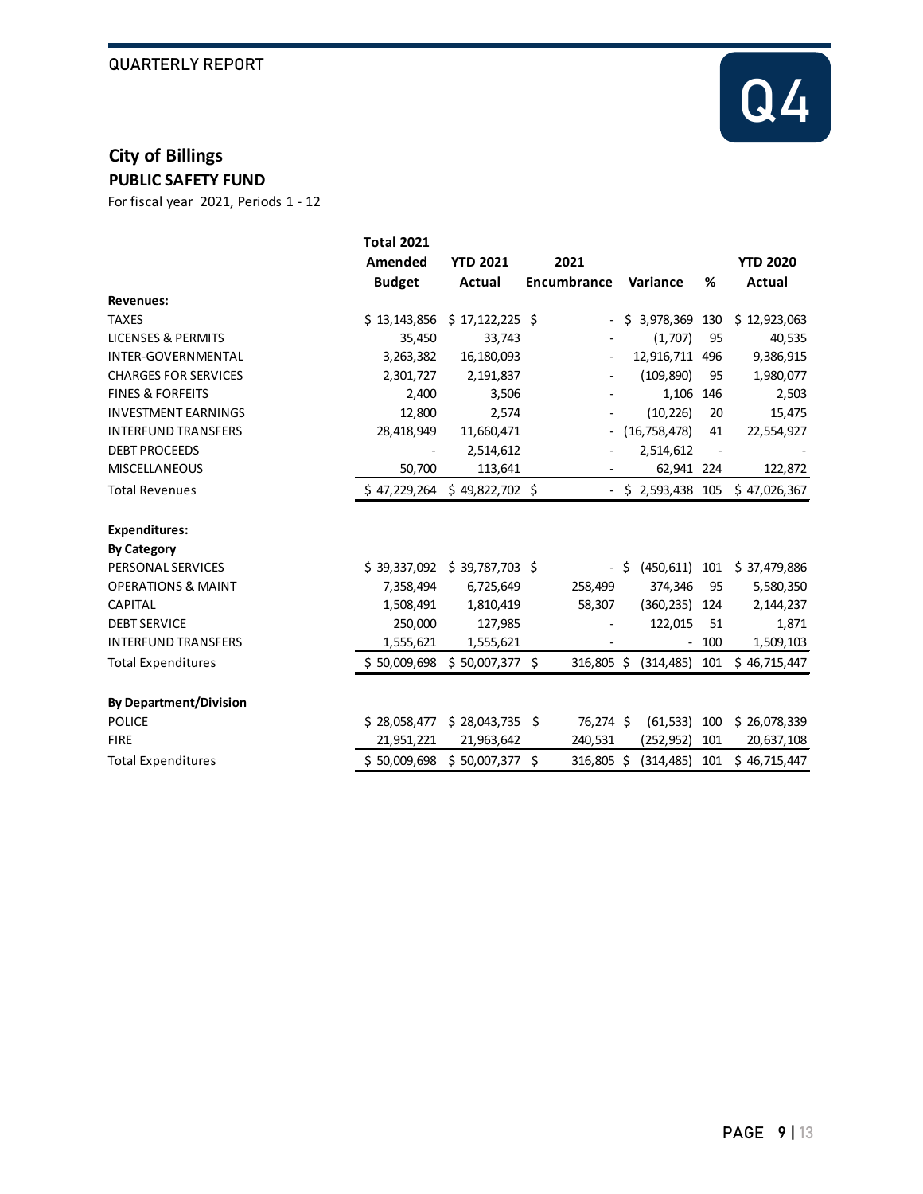QUARTERLY REPORT

Q4

## City of Billings

### PUBLIC SAFETY FUND

For fiscal year 2021, Periods 1 - 12

| | Total 2021 Amended Budget | YTD 2021 Actual | 2021 Encumbrance | Variance | % | YTD 2020 Actual |
|---|---|---|---|---|---|---|
| **Revenues:** | | | | | | |
| TAXES | $ 13,143,856 | $ 17,122,225 | $ - | $ 3,978,369 | 130 | $ 12,923,063 |
| LICENSES & PERMITS | 35,450 | 33,743 | - | (1,707) | 95 | 40,535 |
| INTER-GOVERNMENTAL | 3,263,382 | 16,180,093 | - | 12,916,711 | 496 | 9,386,915 |
| CHARGES FOR SERVICES | 2,301,727 | 2,191,837 | - | (109,890) | 95 | 1,980,077 |
| FINES & FORFEITS | 2,400 | 3,506 | - | 1,106 | 146 | 2,503 |
| INVESTMENT EARNINGS | 12,800 | 2,574 | - | (10,226) | 20 | 15,475 |
| INTERFUND TRANSFERS | 28,418,949 | 11,660,471 | - | (16,758,478) | 41 | 22,554,927 |
| DEBT PROCEEDS | - | 2,514,612 | - | 2,514,612 | - | - |
| MISCELLANEOUS | 50,700 | 113,641 | - | 62,941 | 224 | 122,872 |
| Total Revenues | $ 47,229,264 | $ 49,822,702 | $ - | $ 2,593,438 | 105 | $ 47,026,367 |
| | | | | | | |
| **Expenditures:** | | | | | | |
| **By Category** | | | | | | |
| PERSONAL SERVICES | $ 39,337,092 | $ 39,787,703 | $ - | $ (450,611) | 101 | $ 37,479,886 |
| OPERATIONS & MAINT | 7,358,494 | 6,725,649 | 258,499 | 374,346 | 95 | 5,580,350 |
| CAPITAL | 1,508,491 | 1,810,419 | 58,307 | (360,235) | 124 | 2,144,237 |
| DEBT SERVICE | 250,000 | 127,985 | - | 122,015 | 51 | 1,871 |
| INTERFUND TRANSFERS | 1,555,621 | 1,555,621 | - | - | 100 | 1,509,103 |
| Total Expenditures | $ 50,009,698 | $ 50,007,377 | $ 316,805 | $ (314,485) | 101 | $ 46,715,447 |
| | | | | | | |
| **By Department/Division** | | | | | | |
| POLICE | $ 28,058,477 | $ 28,043,735 | $ 76,274 | $ (61,533) | 100 | $ 26,078,339 |
| FIRE | 21,951,221 | 21,963,642 | 240,531 | (252,952) | 101 | 20,637,108 |
| Total Expenditures | $ 50,009,698 | $ 50,007,377 | $ 316,805 | $ (314,485) | 101 | $ 46,715,447 |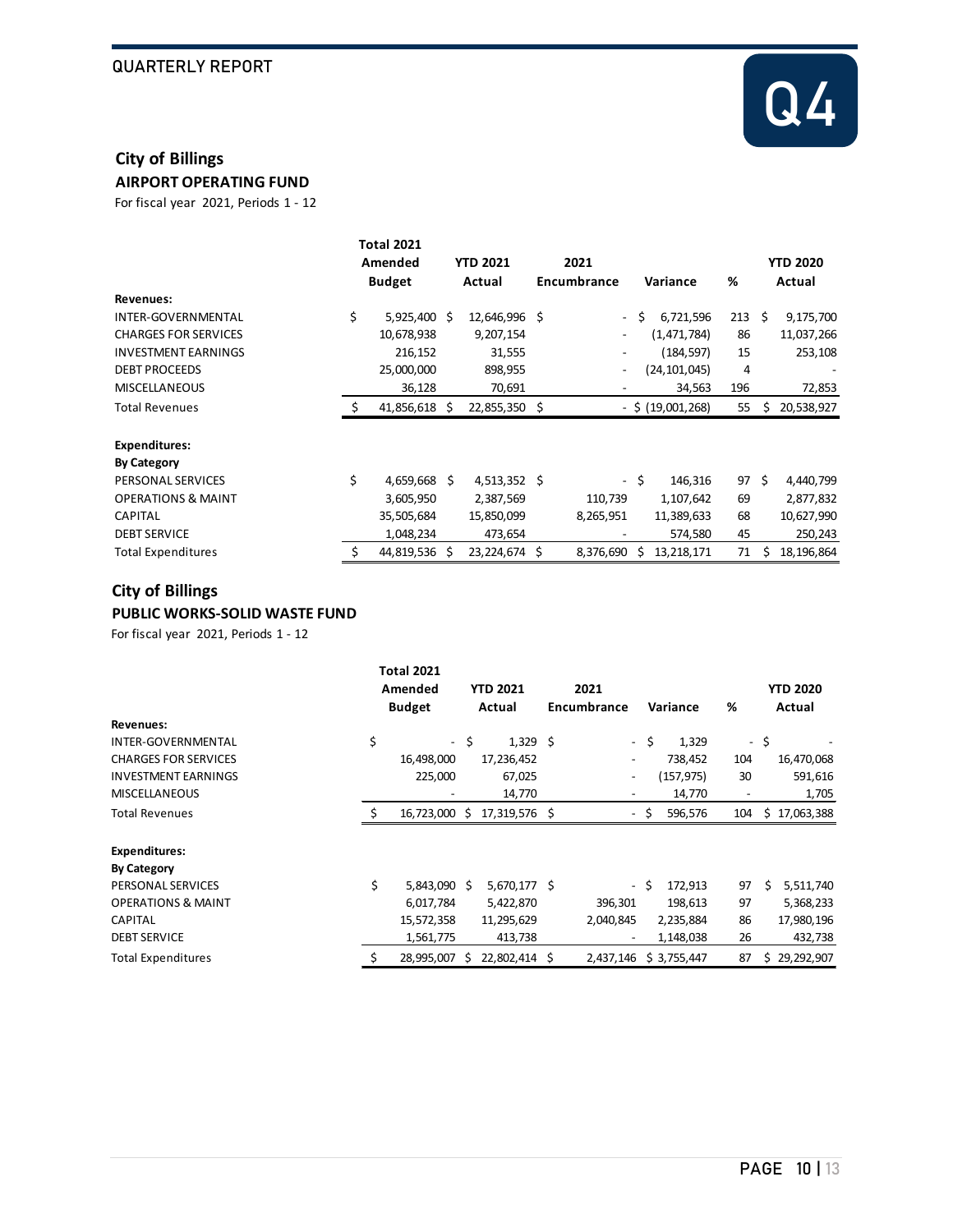## City of Billings

### AIRPORT OPERATING FUND

For fiscal year 2021, Periods 1 - 12

| | Total 2021 Amended Budget | YTD 2021 Actual | 2021 Encumbrance | Variance | % | YTD 2020 Actual |
|---|---|---|---|---|---|---|
| **Revenues:** | | | | | | |
| INTER-GOVERNMENTAL | $ 5,925,400 | $ 12,646,996 | $ - | $ 6,721,596 | 213 | $ 9,175,700 |
| CHARGES FOR SERVICES | 10,678,938 | 9,207,154 | - | (1,471,784) | 86 | 11,037,266 |
| INVESTMENT EARNINGS | 216,152 | 31,555 | - | (184,597) | 15 | 253,108 |
| DEBT PROCEEDS | 25,000,000 | 898,955 | - | (24,101,045) | 4 | - |
| MISCELLANEOUS | 36,128 | 70,691 | - | 34,563 | 196 | 72,853 |
| Total Revenues | $ 41,856,618 | $ 22,855,350 | $ - | $ (19,001,268) | 55 | $ 20,538,927 |
| **Expenditures:** | | | | | | |
| **By Category** | | | | | | |
| PERSONAL SERVICES | $ 4,659,668 | $ 4,513,352 | $ - | $ 146,316 | 97 | $ 4,440,799 |
| OPERATIONS & MAINT | 3,605,950 | 2,387,569 | 110,739 | 1,107,642 | 69 | 2,877,832 |
| CAPITAL | 35,505,684 | 15,850,099 | 8,265,951 | 11,389,633 | 68 | 10,627,990 |
| DEBT SERVICE | 1,048,234 | 473,654 | - | 574,580 | 45 | 250,243 |
| Total Expenditures | $ 44,819,536 | $ 23,224,674 | $ 8,376,690 | $ 13,218,171 | 71 | $ 18,196,864 |

## City of Billings

### PUBLIC WORKS-SOLID WASTE FUND

For fiscal year 2021, Periods 1 - 12

| | Total 2021 Amended Budget | YTD 2021 Actual | 2021 Encumbrance | Variance | % | YTD 2020 Actual |
|---|---|---|---|---|---|---|
| **Revenues:** | | | | | | |
| INTER-GOVERNMENTAL | $ - | $ 1,329 | $ - | $ 1,329 | - | $ - |
| CHARGES FOR SERVICES | 16,498,000 | 17,236,452 | - | 738,452 | 104 | 16,470,068 |
| INVESTMENT EARNINGS | 225,000 | 67,025 | - | (157,975) | 30 | 591,616 |
| MISCELLANEOUS | - | 14,770 | - | 14,770 | - | 1,705 |
| Total Revenues | $ 16,723,000 | $ 17,319,576 | $ - | $ 596,576 | 104 | $ 17,063,388 |
| **Expenditures:** | | | | | | |
| **By Category** | | | | | | |
| PERSONAL SERVICES | $ 5,843,090 | $ 5,670,177 | $ - | $ 172,913 | 97 | $ 5,511,740 |
| OPERATIONS & MAINT | 6,017,784 | 5,422,870 | 396,301 | 198,613 | 97 | 5,368,233 |
| CAPITAL | 15,572,358 | 11,295,629 | 2,040,845 | 2,235,884 | 86 | 17,980,196 |
| DEBT SERVICE | 1,561,775 | 413,738 | - | 1,148,038 | 26 | 432,738 |
| Total Expenditures | $ 28,995,007 | $ 22,802,414 | $ 2,437,146 | $ 3,755,447 | 87 | $ 29,292,907 |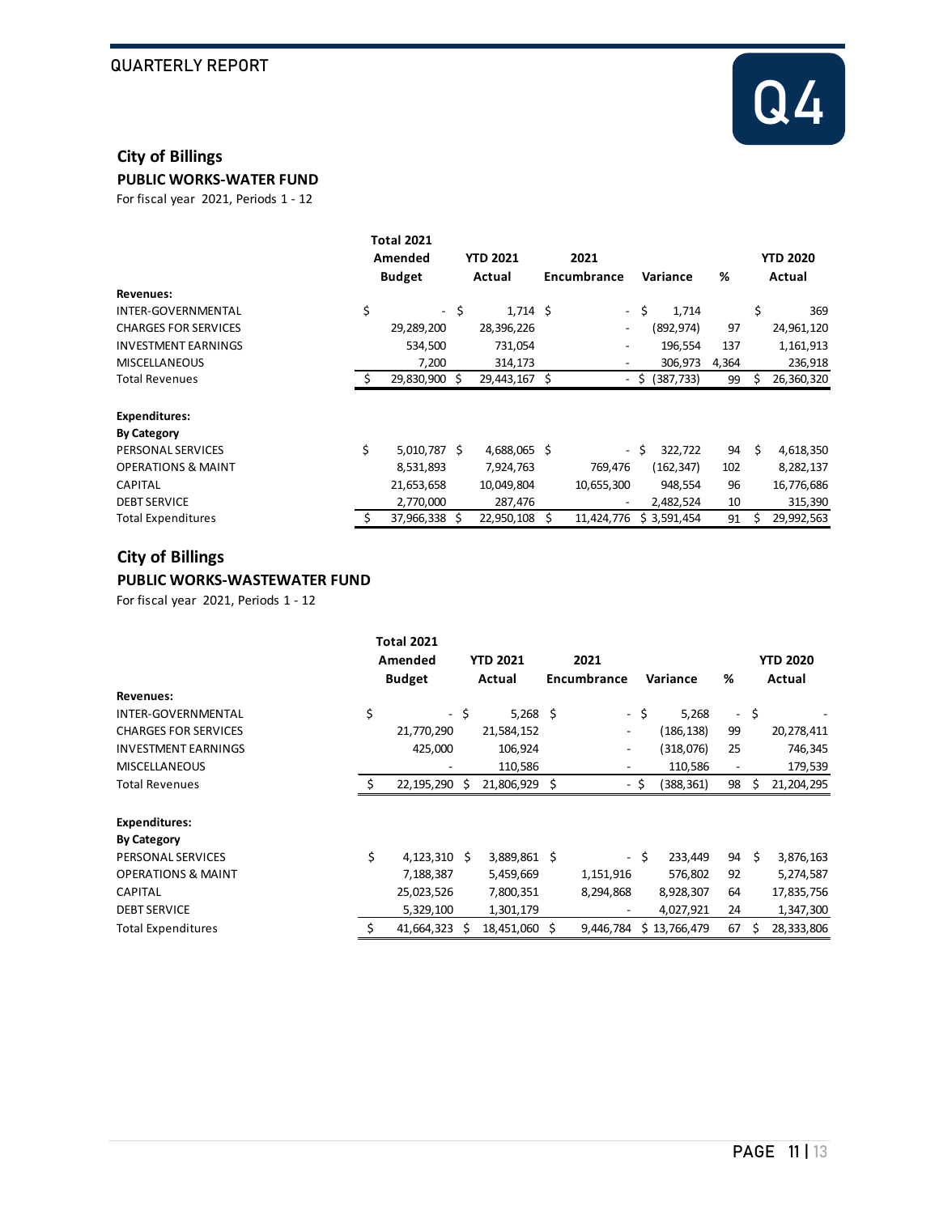## City of Billings

### PUBLIC WORKS-WATER FUND

For fiscal year 2021, Periods 1 - 12

| | Total 2021 Amended Budget | YTD 2021 Actual | 2021 Encumbrance | Variance | % | YTD 2020 Actual |
|---|---|---|---|---|---|---|
| **Revenues:** | | | | | | |
| INTER-GOVERNMENTAL | $ - | $ 1,714 | $ - | $ 1,714 | | $ 369 |
| CHARGES FOR SERVICES | 29,289,200 | 28,396,226 | - | (892,974) | 97 | 24,961,120 |
| INVESTMENT EARNINGS | 534,500 | 731,054 | - | 196,554 | 137 | 1,161,913 |
| MISCELLANEOUS | 7,200 | 314,173 | - | 306,973 | 4,364 | 236,918 |
| Total Revenues | $ 29,830,900 | $ 29,443,167 | $ - | $ (387,733) | 99 | $ 26,360,320 |
| **Expenditures:** | | | | | | |
| **By Category** | | | | | | |
| PERSONAL SERVICES | $ 5,010,787 | $ 4,688,065 | $ - | $ 322,722 | 94 | $ 4,618,350 |
| OPERATIONS & MAINT | 8,531,893 | 7,924,763 | 769,476 | (162,347) | 102 | 8,282,137 |
| CAPITAL | 21,653,658 | 10,049,804 | 10,655,300 | 948,554 | 96 | 16,776,686 |
| DEBT SERVICE | 2,770,000 | 287,476 | - | 2,482,524 | 10 | 315,390 |
| Total Expenditures | $ 37,966,338 | $ 22,950,108 | $ 11,424,776 | $ 3,591,454 | 91 | $ 29,992,563 |

## City of Billings

### PUBLIC WORKS-WASTEWATER FUND

For fiscal year 2021, Periods 1 - 12

| | Total 2021 Amended Budget | YTD 2021 Actual | 2021 Encumbrance | Variance | % | YTD 2020 Actual |
|---|---|---|---|---|---|---|
| **Revenues:** | | | | | | |
| INTER-GOVERNMENTAL | $ - | $ 5,268 | $ - | $ 5,268 | - | $ - |
| CHARGES FOR SERVICES | 21,770,290 | 21,584,152 | - | (186,138) | 99 | 20,278,411 |
| INVESTMENT EARNINGS | 425,000 | 106,924 | - | (318,076) | 25 | 746,345 |
| MISCELLANEOUS | - | 110,586 | - | 110,586 | - | 179,539 |
| Total Revenues | $ 22,195,290 | $ 21,806,929 | $ - | $ (388,361) | 98 | $ 21,204,295 |
| **Expenditures:** | | | | | | |
| **By Category** | | | | | | |
| PERSONAL SERVICES | $ 4,123,310 | $ 3,889,861 | $ - | $ 233,449 | 94 | $ 3,876,163 |
| OPERATIONS & MAINT | 7,188,387 | 5,459,669 | 1,151,916 | 576,802 | 92 | 5,274,587 |
| CAPITAL | 25,023,526 | 7,800,351 | 8,294,868 | 8,928,307 | 64 | 17,835,756 |
| DEBT SERVICE | 5,329,100 | 1,301,179 | - | 4,027,921 | 24 | 1,347,300 |
| Total Expenditures | $ 41,664,323 | $ 18,451,060 | $ 9,446,784 | $ 13,766,479 | 67 | $ 28,333,806 |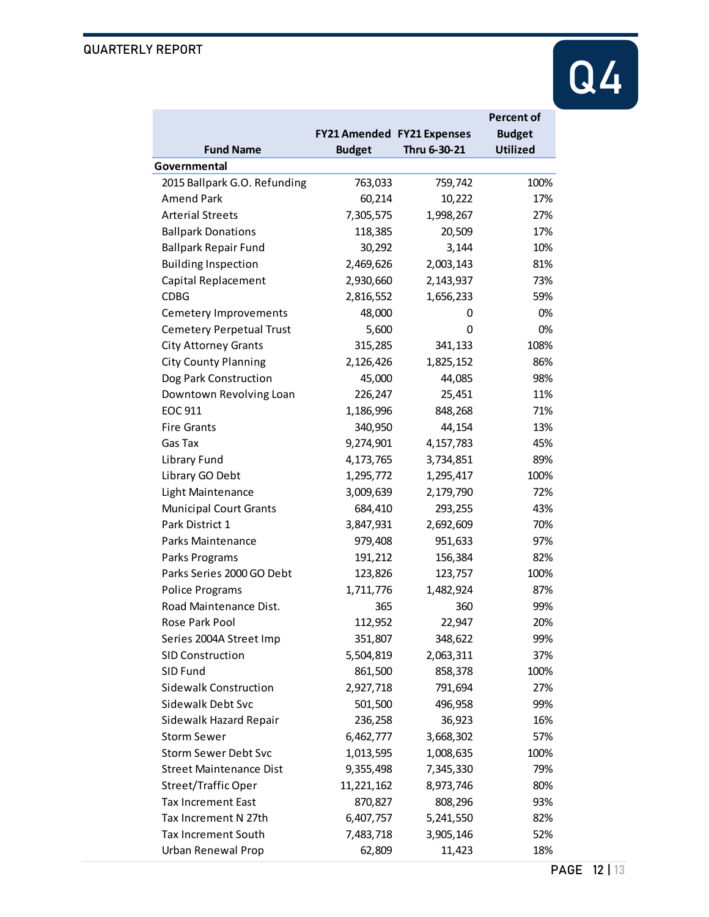| Fund Name | FY21 Amended Budget | FY21 Expenses Thru 6-30-21 | Percent of Budget Utilized |
|---|---|---|---|
| **Governmental** | | | |
| 2015 Ballpark G.O. Refunding | 763,033 | 759,742 | 100% |
| Amend Park | 60,214 | 10,222 | 17% |
| Arterial Streets | 7,305,575 | 1,998,267 | 27% |
| Ballpark Donations | 118,385 | 20,509 | 17% |
| Ballpark Repair Fund | 30,292 | 3,144 | 10% |
| Building Inspection | 2,469,626 | 2,003,143 | 81% |
| Capital Replacement | 2,930,660 | 2,143,937 | 73% |
| CDBG | 2,816,552 | 1,656,233 | 59% |
| Cemetery Improvements | 48,000 | 0 | 0% |
| Cemetery Perpetual Trust | 5,600 | 0 | 0% |
| City Attorney Grants | 315,285 | 341,133 | 108% |
| City County Planning | 2,126,426 | 1,825,152 | 86% |
| Dog Park Construction | 45,000 | 44,085 | 98% |
| Downtown Revolving Loan | 226,247 | 25,451 | 11% |
| EOC 911 | 1,186,996 | 848,268 | 71% |
| Fire Grants | 340,950 | 44,154 | 13% |
| Gas Tax | 9,274,901 | 4,157,783 | 45% |
| Library Fund | 4,173,765 | 3,734,851 | 89% |
| Library GO Debt | 1,295,772 | 1,295,417 | 100% |
| Light Maintenance | 3,009,639 | 2,179,790 | 72% |
| Municipal Court Grants | 684,410 | 293,255 | 43% |
| Park District 1 | 3,847,931 | 2,692,609 | 70% |
| Parks Maintenance | 979,408 | 951,633 | 97% |
| Parks Programs | 191,212 | 156,384 | 82% |
| Parks Series 2000 GO Debt | 123,826 | 123,757 | 100% |
| Police Programs | 1,711,776 | 1,482,924 | 87% |
| Road Maintenance Dist. | 365 | 360 | 99% |
| Rose Park Pool | 112,952 | 22,947 | 20% |
| Series 2004A Street Imp | 351,807 | 348,622 | 99% |
| SID Construction | 5,504,819 | 2,063,311 | 37% |
| SID Fund | 861,500 | 858,378 | 100% |
| Sidewalk Construction | 2,927,718 | 791,694 | 27% |
| Sidewalk Debt Svc | 501,500 | 496,958 | 99% |
| Sidewalk Hazard Repair | 236,258 | 36,923 | 16% |
| Storm Sewer | 6,462,777 | 3,668,302 | 57% |
| Storm Sewer Debt Svc | 1,013,595 | 1,008,635 | 100% |
| Street Maintenance Dist | 9,355,498 | 7,345,330 | 79% |
| Street/Traffic Oper | 11,221,162 | 8,973,746 | 80% |
| Tax Increment East | 870,827 | 808,296 | 93% |
| Tax Increment N 27th | 6,407,757 | 5,241,550 | 82% |
| Tax Increment South | 7,483,718 | 3,905,146 | 52% |
| Urban Renewal Prop | 62,809 | 11,423 | 18% |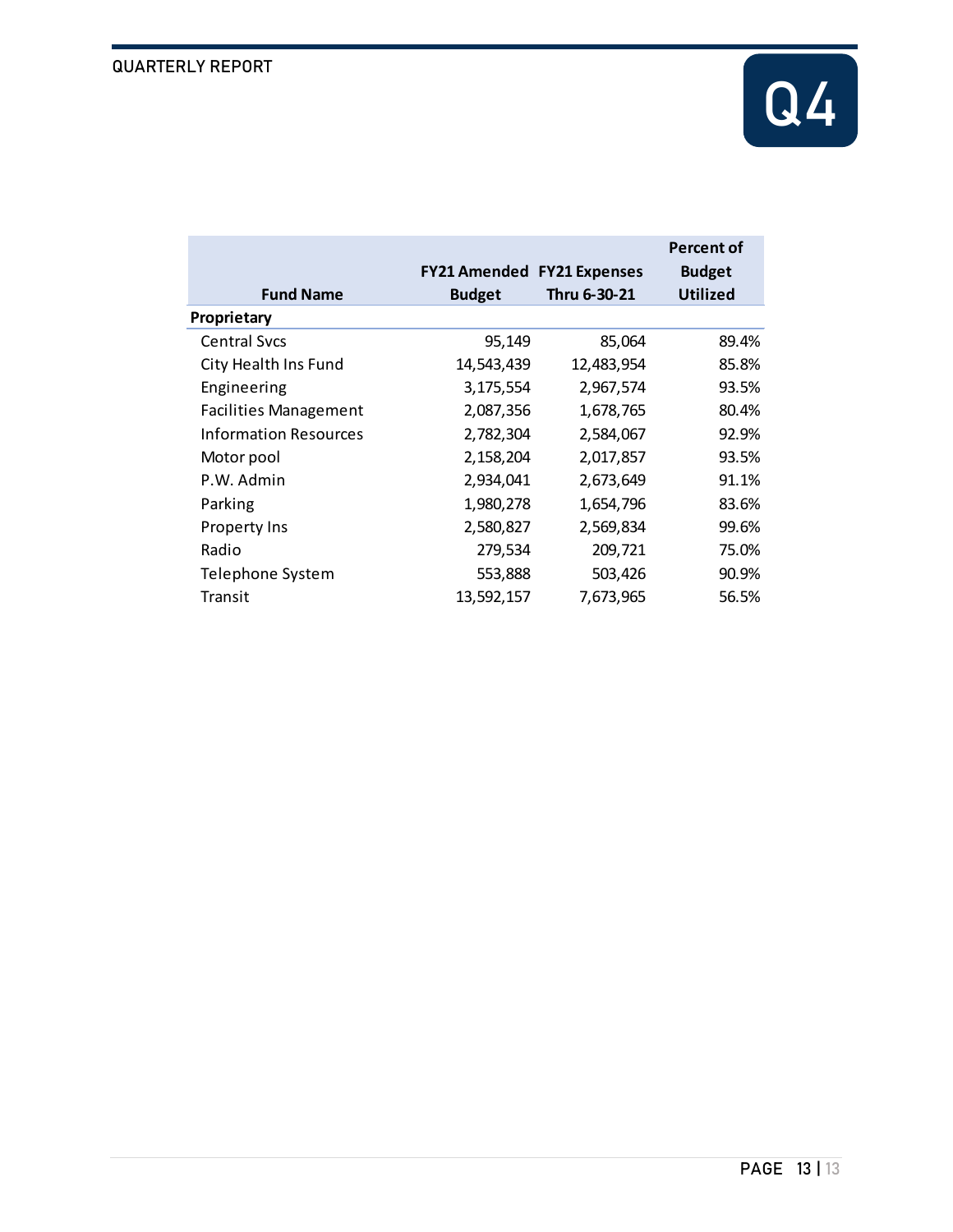| Fund Name | FY21 Amended Budget | FY21 Expenses Thru 6-30-21 | Percent of Budget Utilized |
|---|---|---|---|
| **Proprietary** | | | |
| Central Svcs | 95,149 | 85,064 | 89.4% |
| City Health Ins Fund | 14,543,439 | 12,483,954 | 85.8% |
| Engineering | 3,175,554 | 2,967,574 | 93.5% |
| Facilities Management | 2,087,356 | 1,678,765 | 80.4% |
| Information Resources | 2,782,304 | 2,584,067 | 92.9% |
| Motor pool | 2,158,204 | 2,017,857 | 93.5% |
| P.W. Admin | 2,934,041 | 2,673,649 | 91.1% |
| Parking | 1,980,278 | 1,654,796 | 83.6% |
| Property Ins | 2,580,827 | 2,569,834 | 99.6% |
| Radio | 279,534 | 209,721 | 75.0% |
| Telephone System | 553,888 | 503,426 | 90.9% |
| Transit | 13,592,157 | 7,673,965 | 56.5% |